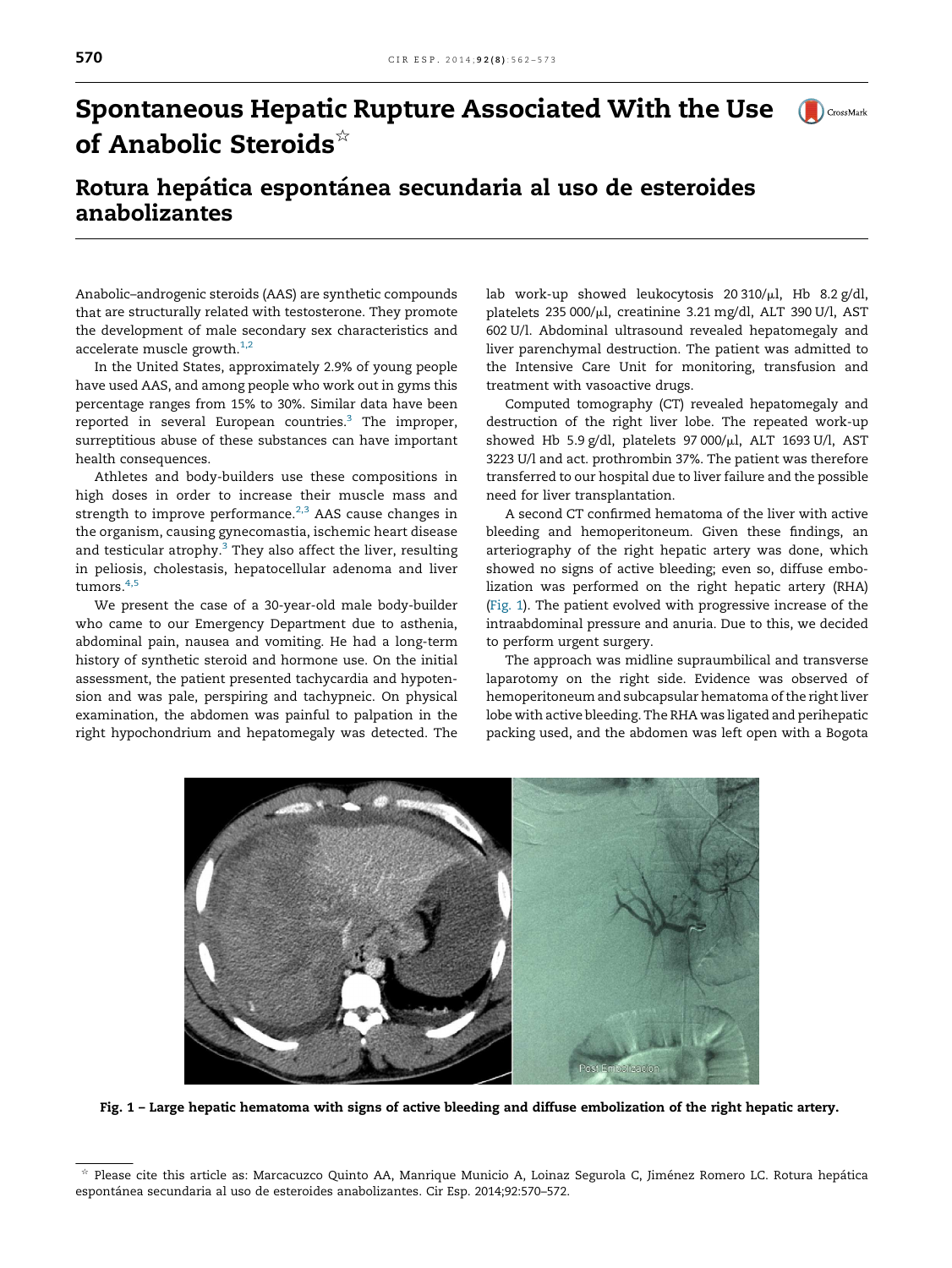# Spontaneous Hepatic Rupture Associated With the Use of Anabolic Steroids☆

## Rotura hepática espontánea secundaria al uso de esteroides anabolizantes

Anabolic–androgenic steroids (AAS) are synthetic compounds that are structurally related with testosterone. They promote the development of male secondary sex characteristics and accelerate muscle growth.[1,2]

In the United States, approximately 2.9% of young people have used AAS, and among people who work out in gyms this percentage ranges from 15% to 30%. Similar data have been reported in several European countries.[3] The improper, surreptitious abuse of these substances can have important health consequences.

Athletes and body-builders use these compositions in high doses in order to increase their muscle mass and strength to improve performance.[2,3] AAS cause changes in the organism, causing gynecomastia, ischemic heart disease and testicular atrophy.[3] They also affect the liver, resulting in peliosis, cholestasis, hepatocellular adenoma and liver tumors.[4,5]

We present the case of a 30-year-old male body-builder who came to our Emergency Department due to asthenia, abdominal pain, nausea and vomiting. He had a long-term history of synthetic steroid and hormone use. On the initial assessment, the patient presented tachycardia and hypotension and was pale, perspiring and tachypneic. On physical examination, the abdomen was painful to palpation in the right hypochondrium and hepatomegaly was detected. The lab work-up showed leukocytosis 20 310/μl, Hb 8.2 g/dl, platelets 235 000/μl, creatinine 3.21 mg/dl, ALT 390 U/l, AST 602 U/l. Abdominal ultrasound revealed hepatomegaly and liver parenchymal destruction. The patient was admitted to the Intensive Care Unit for monitoring, transfusion and treatment with vasoactive drugs.

Computed tomography (CT) revealed hepatomegaly and destruction of the right liver lobe. The repeated work-up showed Hb 5.9 g/dl, platelets 97 000/μl, ALT 1693 U/l, AST 3223 U/l and act. prothrombin 37%. The patient was therefore transferred to our hospital due to liver failure and the possible need for liver transplantation.

A second CT confirmed hematoma of the liver with active bleeding and hemoperitoneum. Given these findings, an arteriography of the right hepatic artery was done, which showed no signs of active bleeding; even so, diffuse embolization was performed on the right hepatic artery (RHA) (Fig. 1). The patient evolved with progressive increase of the intraabdominal pressure and anuria. Due to this, we decided to perform urgent surgery.

The approach was midline supraumbilical and transverse laparotomy on the right side. Evidence was observed of hemoperitoneum and subcapsular hematoma of the right liver lobe with active bleeding. The RHA was ligated and perihepatic packing used, and the abdomen was left open with a Bogota

**Fig. 1 – Large hepatic hematoma with signs of active bleeding and diffuse embolization of the right hepatic artery.**

☆ Please cite this article as: Marcacuzco Quinto AA, Manrique Municio A, Loinaz Segurola C, Jiménez Romero LC. Rotura hepática espontánea secundaria al uso de esteroides anabolizantes. Cir Esp. 2014;92:570–572.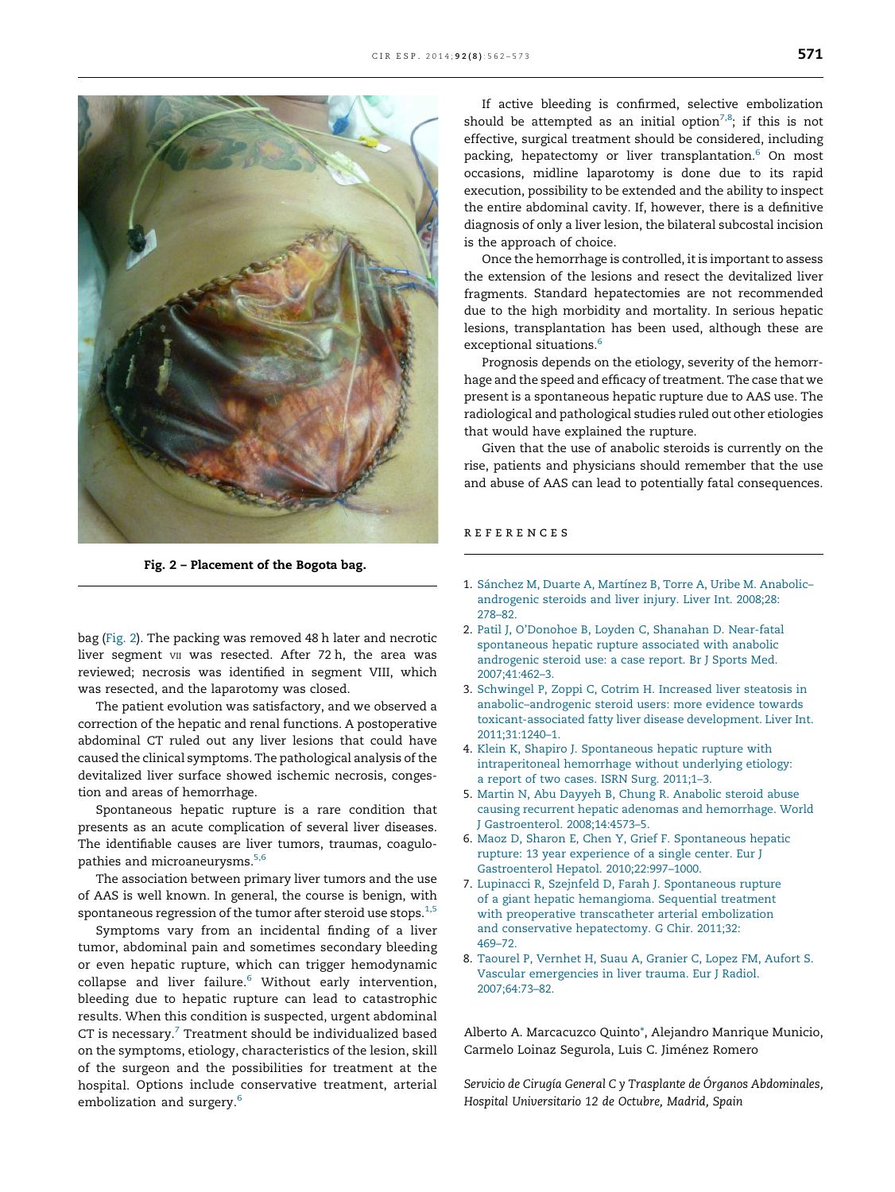Fig. 2 – Placement of the Bogota bag.

bag (Fig. 2). The packing was removed 48 h later and necrotic liver segment VII was resected. After 72 h, the area was reviewed; necrosis was identified in segment VIII, which was resected, and the laparotomy was closed.

The patient evolution was satisfactory, and we observed a correction of the hepatic and renal functions. A postoperative abdominal CT ruled out any liver lesions that could have caused the clinical symptoms. The pathological analysis of the devitalized liver surface showed ischemic necrosis, congestion and areas of hemorrhage.

Spontaneous hepatic rupture is a rare condition that presents as an acute complication of several liver diseases. The identifiable causes are liver tumors, traumas, coagulopathies and microaneurysms.[5,6]

The association between primary liver tumors and the use of AAS is well known. In general, the course is benign, with spontaneous regression of the tumor after steroid use stops.[1,5]

Symptoms vary from an incidental finding of a liver tumor, abdominal pain and sometimes secondary bleeding or even hepatic rupture, which can trigger hemodynamic collapse and liver failure.[6] Without early intervention, bleeding due to hepatic rupture can lead to catastrophic results. When this condition is suspected, urgent abdominal CT is necessary.[7] Treatment should be individualized based on the symptoms, etiology, characteristics of the lesion, skill of the surgeon and the possibilities for treatment at the hospital. Options include conservative treatment, arterial embolization and surgery.[6]

If active bleeding is confirmed, selective embolization should be attempted as an initial option[7,8]; if this is not effective, surgical treatment should be considered, including packing, hepatectomy or liver transplantation.[6] On most occasions, midline laparotomy is done due to its rapid execution, possibility to be extended and the ability to inspect the entire abdominal cavity. If, however, there is a definitive diagnosis of only a liver lesion, the bilateral subcostal incision is the approach of choice.

Once the hemorrhage is controlled, it is important to assess the extension of the lesions and resect the devitalized liver fragments. Standard hepatectomies are not recommended due to the high morbidity and mortality. In serious hepatic lesions, transplantation has been used, although these are exceptional situations.[6]

Prognosis depends on the etiology, severity of the hemorrhage and the speed and efficacy of treatment. The case that we present is a spontaneous hepatic rupture due to AAS use. The radiological and pathological studies ruled out other etiologies that would have explained the rupture.

Given that the use of anabolic steroids is currently on the rise, patients and physicians should remember that the use and abuse of AAS can lead to potentially fatal consequences.

## REFERENCES

1. Sánchez M, Duarte A, Martínez B, Torre A, Uribe M. Anabolic–androgenic steroids and liver injury. Liver Int. 2008;28:278–82.
2. Patil J, O'Donohoe B, Loyden C, Shanahan D. Near-fatal spontaneous hepatic rupture associated with anabolic androgenic steroid use: a case report. Br J Sports Med. 2007;41:462–3.
3. Schwingel P, Zoppi C, Cotrim H. Increased liver steatosis in anabolic–androgenic steroid users: more evidence towards toxicant-associated fatty liver disease development. Liver Int. 2011;31:1240–1.
4. Klein K, Shapiro J. Spontaneous hepatic rupture with intraperitoneal hemorrhage without underlying etiology: a report of two cases. ISRN Surg. 2011;1–3.
5. Martin N, Abu Dayyeh B, Chung R. Anabolic steroid abuse causing recurrent hepatic adenomas and hemorrhage. World J Gastroenterol. 2008;14:4573–5.
6. Maoz D, Sharon E, Chen Y, Grief F. Spontaneous hepatic rupture: 13 year experience of a single center. Eur J Gastroenterol Hepatol. 2010;22:997–1000.
7. Lupinacci R, Szejnfeld D, Farah J. Spontaneous rupture of a giant hepatic hemangioma. Sequential treatment with preoperative transcatheter arterial embolization and conservative hepatectomy. G Chir. 2011;32:469–72.
8. Taourel P, Vernhet H, Suau A, Granier C, Lopez FM, Aufort S. Vascular emergencies in liver trauma. Eur J Radiol. 2007;64:73–82.

Alberto A. Marcacuzco Quinto*, Alejandro Manrique Municio, Carmelo Loinaz Segurola, Luis C. Jiménez Romero

*Servicio de Cirugía General C y Trasplante de Órganos Abdominales, Hospital Universitario 12 de Octubre, Madrid, Spain*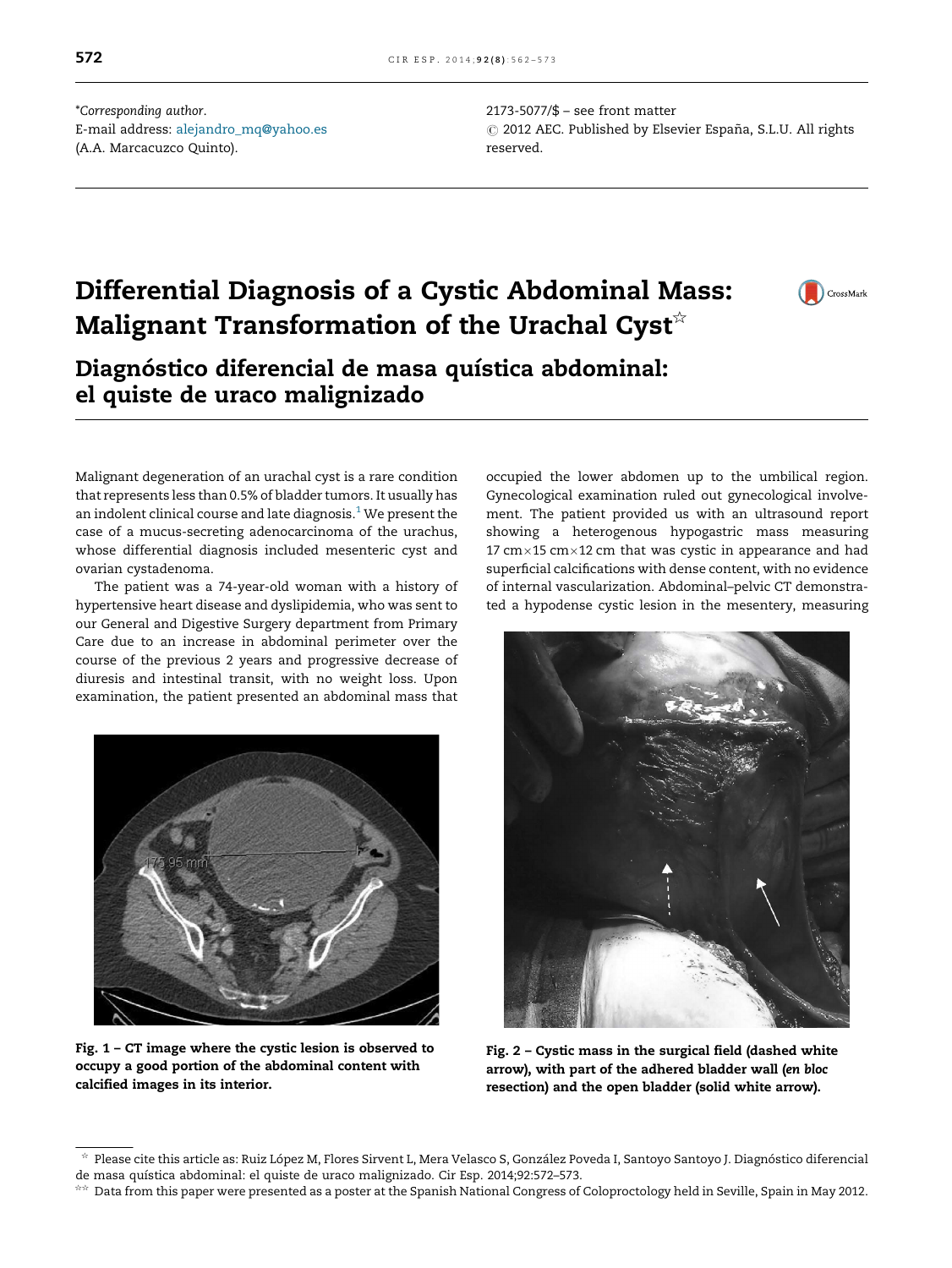*Corresponding author.
E-mail address: alejandro_mq@yahoo.es
(A.A. Marcacuzco Quinto).

2173-5077/$ – see front matter
© 2012 AEC. Published by Elsevier España, S.L.U. All rights reserved.

# Differential Diagnosis of a Cystic Abdominal Mass: Malignant Transformation of the Urachal Cyst☆

## Diagnóstico diferencial de masa quística abdominal: el quiste de uraco malignizado

Malignant degeneration of an urachal cyst is a rare condition that represents less than 0.5% of bladder tumors. It usually has an indolent clinical course and late diagnosis.[1] We present the case of a mucus-secreting adenocarcinoma of the urachus, whose differential diagnosis included mesenteric cyst and ovarian cystadenoma.

The patient was a 74-year-old woman with a history of hypertensive heart disease and dyslipidemia, who was sent to our General and Digestive Surgery department from Primary Care due to an increase in abdominal perimeter over the course of the previous 2 years and progressive decrease of diuresis and intestinal transit, with no weight loss. Upon examination, the patient presented an abdominal mass that occupied the lower abdomen up to the umbilical region. Gynecological examination ruled out gynecological involvement. The patient provided us with an ultrasound report showing a heterogenous hypogastric mass measuring 17 cm×15 cm×12 cm that was cystic in appearance and had superficial calcifications with dense content, with no evidence of internal vascularization. Abdominal–pelvic CT demonstrated a hypodense cystic lesion in the mesentery, measuring

175.95 mm

**Fig. 1 – CT image where the cystic lesion is observed to occupy a good portion of the abdominal content with calcified images in its interior.**

**Fig. 2 – Cystic mass in the surgical field (dashed white arrow), with part of the adhered bladder wall (*en bloc* resection) and the open bladder (solid white arrow).**

☆ Please cite this article as: Ruiz López M, Flores Sirvent L, Mera Velasco S, González Poveda I, Santoyo Santoyo J. Diagnóstico diferencial de masa quística abdominal: el quiste de uraco malignizado. Cir Esp. 2014;92:572–573.

☆☆ Data from this paper were presented as a poster at the Spanish National Congress of Coloproctology held in Seville, Spain in May 2012.